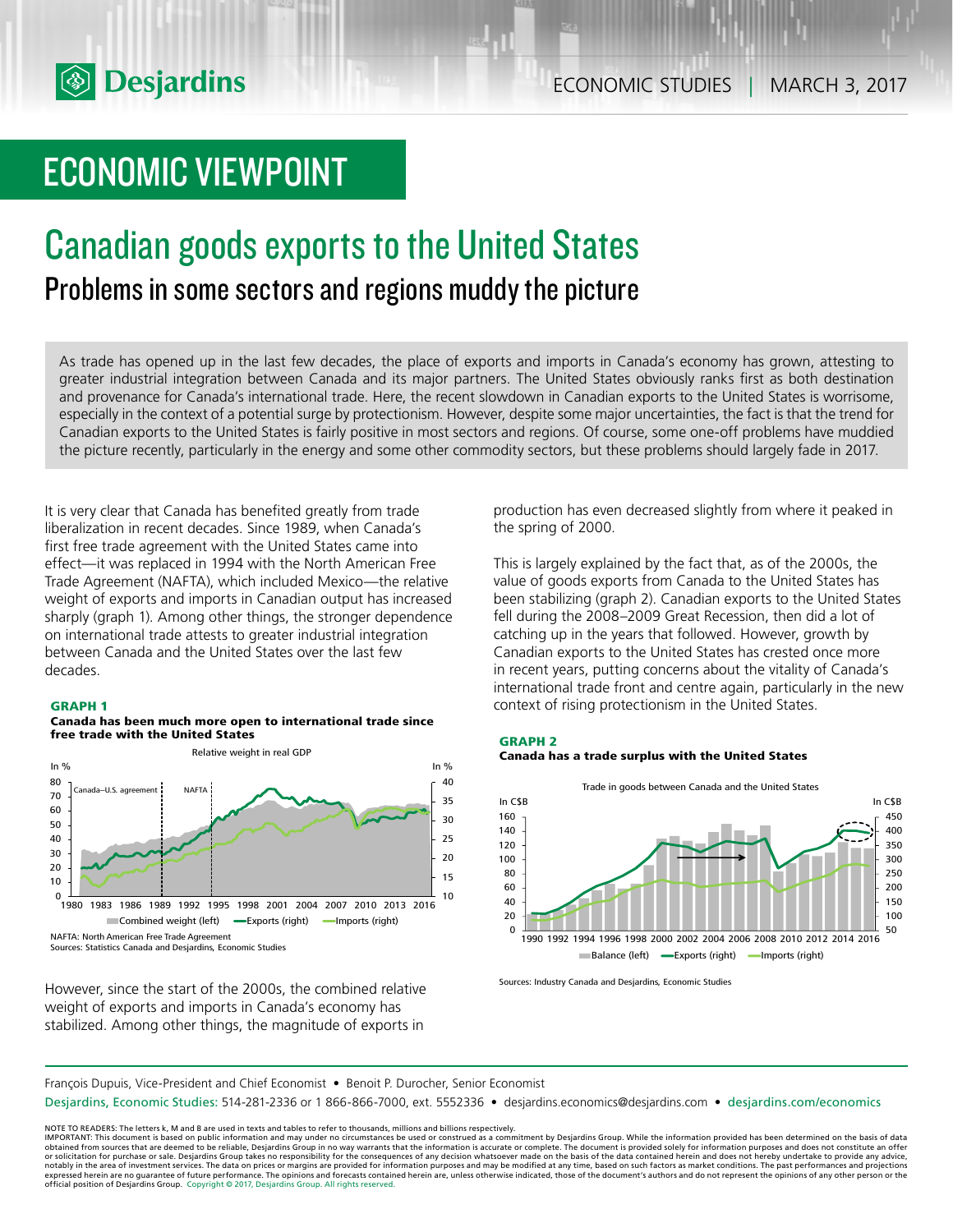# ECONOMIC VIEWPOINT

## Canadian goods exports to the United States

### Problems in some sectors and regions muddy the picture

As trade has opened up in the last few decades, the place of exports and imports in Canada's economy has grown, attesting to greater industrial integration between Canada and its major partners. The United States obviously ranks first as both destination and provenance for Canada's international trade. Here, the recent slowdown in Canadian exports to the United States is worrisome, especially in the context of a potential surge by protectionism. However, despite some major uncertainties, the fact is that the trend for Canadian exports to the United States is fairly positive in most sectors and regions. Of course, some one-off problems have muddied the picture recently, particularly in the energy and some other commodity sectors, but these problems should largely fade in 2017.

It is very clear that Canada has benefited greatly from trade liberalization in recent decades. Since 1989, when Canada's first free trade agreement with the United States came into effect—it was replaced in 1994 with the North American Free Trade Agreement (NAFTA), which included Mexico—the relative weight of exports and imports in Canadian output has increased sharply (graph 1). Among other things, the stronger dependence on international trade attests to greater industrial integration between Canada and the United States over the last few decades.

**GRAPH 1**
**Canada has been much more open to international trade since free trade with the United States**

Relative weight in real GDP

NAFTA: North American Free Trade Agreement
Sources: Statistics Canada and Desjardins, Economic Studies

However, since the start of the 2000s, the combined relative weight of exports and imports in Canada's economy has stabilized. Among other things, the magnitude of exports in production has even decreased slightly from where it peaked in the spring of 2000.

This is largely explained by the fact that, as of the 2000s, the value of goods exports from Canada to the United States has been stabilizing (graph 2). Canadian exports to the United States fell during the 2008–2009 Great Recession, then did a lot of catching up in the years that followed. However, growth by Canadian exports to the United States has crested once more in recent years, putting concerns about the vitality of Canada's international trade front and centre again, particularly in the new context of rising protectionism in the United States.

**GRAPH 2**
**Canada has a trade surplus with the United States**

Trade in goods between Canada and the United States

Sources: Industry Canada and Desjardins, Economic Studies

François Dupuis, Vice-President and Chief Economist • Benoit P. Durocher, Senior Economist

Desjardins, Economic Studies: 514-281-2336 or 1 866-866-7000, ext. 5552336 • desjardins.economics@desjardins.com • desjardins.com/economics

NOTE TO READERS: The letters k, M and B are used in texts and tables to refer to thousands, millions and billions respectively.
IMPORTANT: This document is based on public information and may under no circumstances be used or construed as a commitment by Desjardins Group. While the information provided has been determined on the basis of data obtained from sources that are deemed to be reliable, Desjardins Group in no way warrants that the information is accurate or complete. The document is provided solely for information purposes and does not constitute an offer or solicitation for purchase or sale. Desjardins Group takes no responsibility for the consequences of any decision whatsoever made on the basis of the data contained herein and does not hereby undertake to provide any advice, notably in the area of investment services. The data on prices or margins are provided for information purposes and may be modified at any time, based on such factors as market conditions. The past performances and projections expressed herein are no guarantee of future performance. The opinions and forecasts contained herein are, unless otherwise indicated, those of the document's authors and do not represent the opinions of any other person or the official position of Desjardins Group. Copyright © 2017, Desjardins Group. All rights reserved.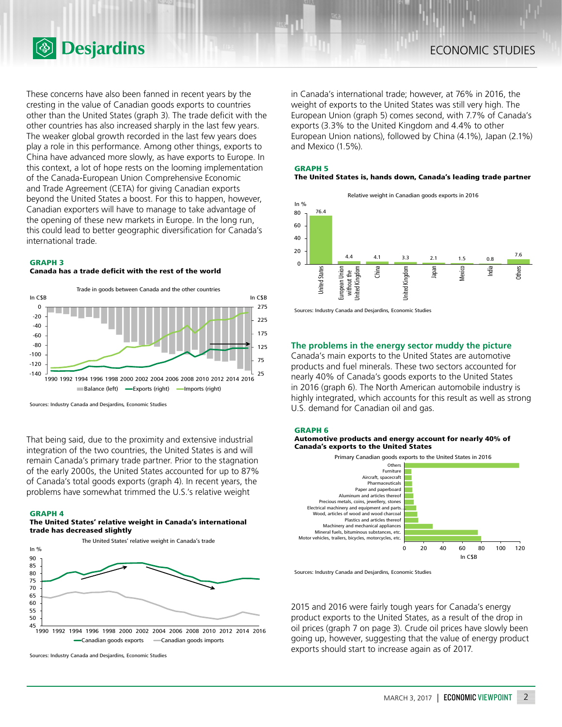These concerns have also been fanned in recent years by the cresting in the value of Canadian goods exports to countries other than the United States (graph 3). The trade deficit with the other countries has also increased sharply in the last few years. The weaker global growth recorded in the last few years does play a role in this performance. Among other things, exports to China have advanced more slowly, as have exports to Europe. In this context, a lot of hope rests on the looming implementation of the Canada-European Union Comprehensive Economic and Trade Agreement (CETA) for giving Canadian exports beyond the United States a boost. For this to happen, however, Canadian exporters will have to manage to take advantage of the opening of these new markets in Europe. In the long run, this could lead to better geographic diversification for Canada's international trade.

**GRAPH 3**
**Canada has a trade deficit with the rest of the world**

Trade in goods between Canada and the other countries

Sources: Industry Canada and Desjardins, Economic Studies

That being said, due to the proximity and extensive industrial integration of the two countries, the United States is and will remain Canada's primary trade partner. Prior to the stagnation of the early 2000s, the United States accounted for up to 87% of Canada's total goods exports (graph 4). In recent years, the problems have somewhat trimmed the U.S.'s relative weight in Canada's international trade; however, at 76% in 2016, the weight of exports to the United States was still very high. The European Union (graph 5) comes second, with 7.7% of Canada's exports (3.3% to the United Kingdom and 4.4% to other European Union nations), followed by China (4.1%), Japan (2.1%) and Mexico (1.5%).

**GRAPH 4**
**The United States' relative weight in Canada's international trade has decreased slightly**

The United States' relative weight in Canada's trade

Sources: Industry Canada and Desjardins, Economic Studies

**GRAPH 5**
**The United States is, hands down, Canada's leading trade partner**

Relative weight in Canadian goods exports in 2016

Sources: Industry Canada and Desjardins, Economic Studies

## The problems in the energy sector muddy the picture

Canada's main exports to the United States are automotive products and fuel minerals. These two sectors accounted for nearly 40% of Canada's goods exports to the United States in 2016 (graph 6). The North American automobile industry is highly integrated, which accounts for this result as well as strong U.S. demand for Canadian oil and gas.

**GRAPH 6**
**Automotive products and energy account for nearly 40% of Canada's exports to the United States**

Primary Canadian goods exports to the United States in 2016

Sources: Industry Canada and Desjardins, Economic Studies

2015 and 2016 were fairly tough years for Canada's energy product exports to the United States, as a result of the drop in oil prices (graph 7 on page 3). Crude oil prices have slowly been going up, however, suggesting that the value of energy product exports should start to increase again as of 2017.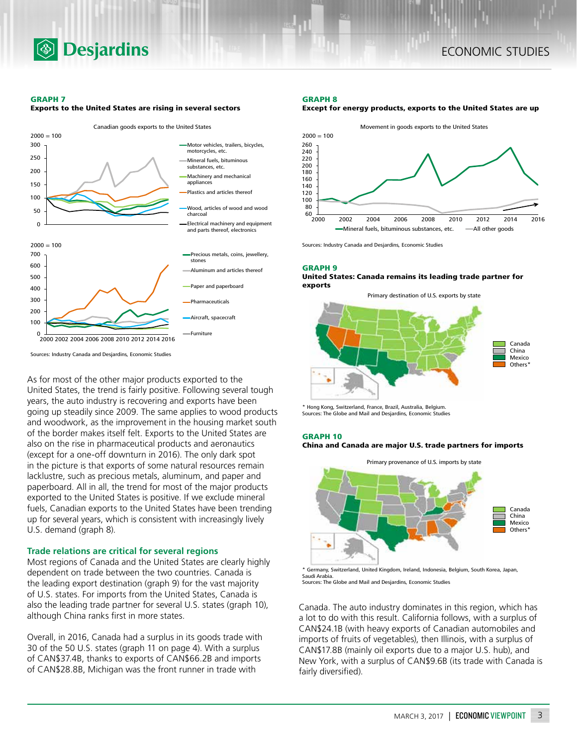#### GRAPH 7
**Exports to the United States are rising in several sectors**

Canadian goods exports to the United States

2000 = 100

— Motor vehicles, trailers, bicycles, motorcycles, etc.
— Mineral fuels, bituminous substances, etc.
— Machinery and mechanical appliances
— Plastics and articles thereof
— Wood, articles of wood and wood charcoal
— Electrical machinery and equipment and parts thereof, electronics

2000 = 100

— Precious metals, coins, jewellery, stones
— Aluminum and articles thereof
— Paper and paperboard
— Pharmaceuticals
— Aircraft, spacecraft
— Furniture

Sources: Industry Canada and Desjardins, Economic Studies

#### GRAPH 8
**Except for energy products, exports to the United States are up**

Movement in goods exports to the United States

2000 = 100

— Mineral fuels, bituminous substances, etc. — All other goods

Sources: Industry Canada and Desjardins, Economic Studies

#### GRAPH 9
**United States: Canada remains its leading trade partner for exports**

Primary destination of U.S. exports by state

Canada, China, Mexico, Others*

\* Hong Kong, Switzerland, France, Brazil, Australia, Belgium.
Sources: The Globe and Mail and Desjardins, Economic Studies

#### GRAPH 10
**China and Canada are major U.S. trade partners for imports**

Primary provenance of U.S. imports by state

Canada, China, Mexico, Others*

\* Germany, Switzerland, United Kingdom, Ireland, Indonesia, Belgium, South Korea, Japan, Saudi Arabia.
Sources: The Globe and Mail and Desjardins, Economic Studies

As for most of the other major products exported to the United States, the trend is fairly positive. Following several tough years, the auto industry is recovering and exports have been going up steadily since 2009. The same applies to wood products and woodwork, as the improvement in the housing market south of the border makes itself felt. Exports to the United States are also on the rise in pharmaceutical products and aeronautics (except for a one-off downturn in 2016). The only dark spot in the picture is that exports of some natural resources remain lacklustre, such as precious metals, aluminum, and paper and paperboard. All in all, the trend for most of the major products exported to the United States is positive. If we exclude mineral fuels, Canadian exports to the United States have been trending up for several years, which is consistent with increasingly lively U.S. demand (graph 8).

### Trade relations are critical for several regions

Most regions of Canada and the United States are clearly highly dependent on trade between the two countries. Canada is the leading export destination (graph 9) for the vast majority of U.S. states. For imports from the United States, Canada is also the leading trade partner for several U.S. states (graph 10), although China ranks first in more states.

Overall, in 2016, Canada had a surplus in its goods trade with 30 of the 50 U.S. states (graph 11 on page 4). With a surplus of CAN$37.4B, thanks to exports of CAN$66.2B and imports of CAN$28.8B, Michigan was the front runner in trade with Canada. The auto industry dominates in this region, which has a lot to do with this result. California follows, with a surplus of CAN$24.1B (with heavy exports of Canadian automobiles and imports of fruits of vegetables), then Illinois, with a surplus of CAN$17.8B (mainly oil exports due to a major U.S. hub), and New York, with a surplus of CAN$9.6B (its trade with Canada is fairly diversified).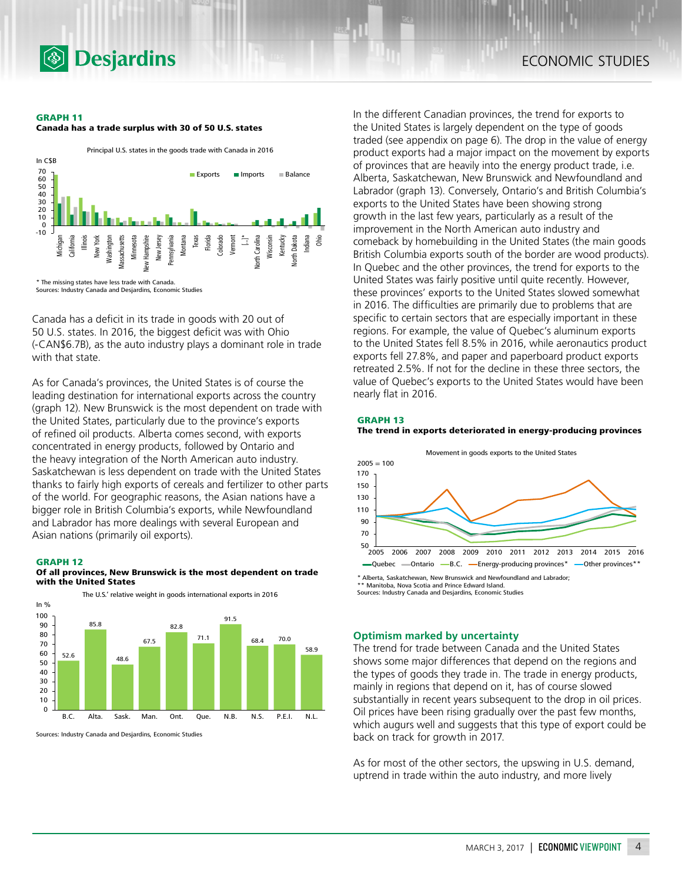**GRAPH 11**
**Canada has a trade surplus with 30 of 50 U.S. states**

Principal U.S. states in the goods trade with Canada in 2016

\* The missing states have less trade with Canada.
Sources: Industry Canada and Desjardins, Economic Studies

Canada has a deficit in its trade in goods with 20 out of 50 U.S. states. In 2016, the biggest deficit was with Ohio (-CAN$6.7B), as the auto industry plays a dominant role in trade with that state.

As for Canada's provinces, the United States is of course the leading destination for international exports across the country (graph 12). New Brunswick is the most dependent on trade with the United States, particularly due to the province's exports of refined oil products. Alberta comes second, with exports concentrated in energy products, followed by Ontario and the heavy integration of the North American auto industry. Saskatchewan is less dependent on trade with the United States thanks to fairly high exports of cereals and fertilizer to other parts of the world. For geographic reasons, the Asian nations have a bigger role in British Columbia's exports, while Newfoundland and Labrador has more dealings with several European and Asian nations (primarily oil exports).

**GRAPH 12**
**Of all provinces, New Brunswick is the most dependent on trade with the United States**

The U.S.' relative weight in goods international exports in 2016

| Province | In % |
|---|---|
| B.C. | 52.6 |
| Alta. | 85.8 |
| Sask. | 48.6 |
| Man. | 67.5 |
| Ont. | 82.8 |
| Que. | 71.1 |
| N.B. | 91.5 |
| N.S. | 68.4 |
| P.E.I. | 70.0 |
| N.L. | 58.9 |

Sources: Industry Canada and Desjardins, Economic Studies

In the different Canadian provinces, the trend for exports to the United States is largely dependent on the type of goods traded (see appendix on page 6). The drop in the value of energy product exports had a major impact on the movement by exports of provinces that are heavily into the energy product trade, i.e. Alberta, Saskatchewan, New Brunswick and Newfoundland and Labrador (graph 13). Conversely, Ontario's and British Columbia's exports to the United States have been showing strong growth in the last few years, particularly as a result of the improvement in the North American auto industry and comeback by homebuilding in the United States (the main goods British Columbia exports south of the border are wood products). In Quebec and the other provinces, the trend for exports to the United States was fairly positive until quite recently. However, these provinces' exports to the United States slowed somewhat in 2016. The difficulties are primarily due to problems that are specific to certain sectors that are especially important in these regions. For example, the value of Quebec's aluminum exports to the United States fell 8.5% in 2016, while aeronautics product exports fell 27.8%, and paper and paperboard product exports retreated 2.5%. If not for the decline in these three sectors, the value of Quebec's exports to the United States would have been nearly flat in 2016.

**GRAPH 13**
**The trend in exports deteriorated in energy-producing provinces**

Movement in goods exports to the United States

\* Alberta, Saskatchewan, New Brunswick and Newfoundland and Labrador;
\*\* Manitoba, Nova Scotia and Prince Edward Island.
Sources: Industry Canada and Desjardins, Economic Studies

## Optimism marked by uncertainty

The trend for trade between Canada and the United States shows some major differences that depend on the regions and the types of goods they trade in. The trade in energy products, mainly in regions that depend on it, has of course slowed substantially in recent years subsequent to the drop in oil prices. Oil prices have been rising gradually over the past few months, which augurs well and suggests that this type of export could be back on track for growth in 2017.

As for most of the other sectors, the upswing in U.S. demand, uptrend in trade within the auto industry, and more lively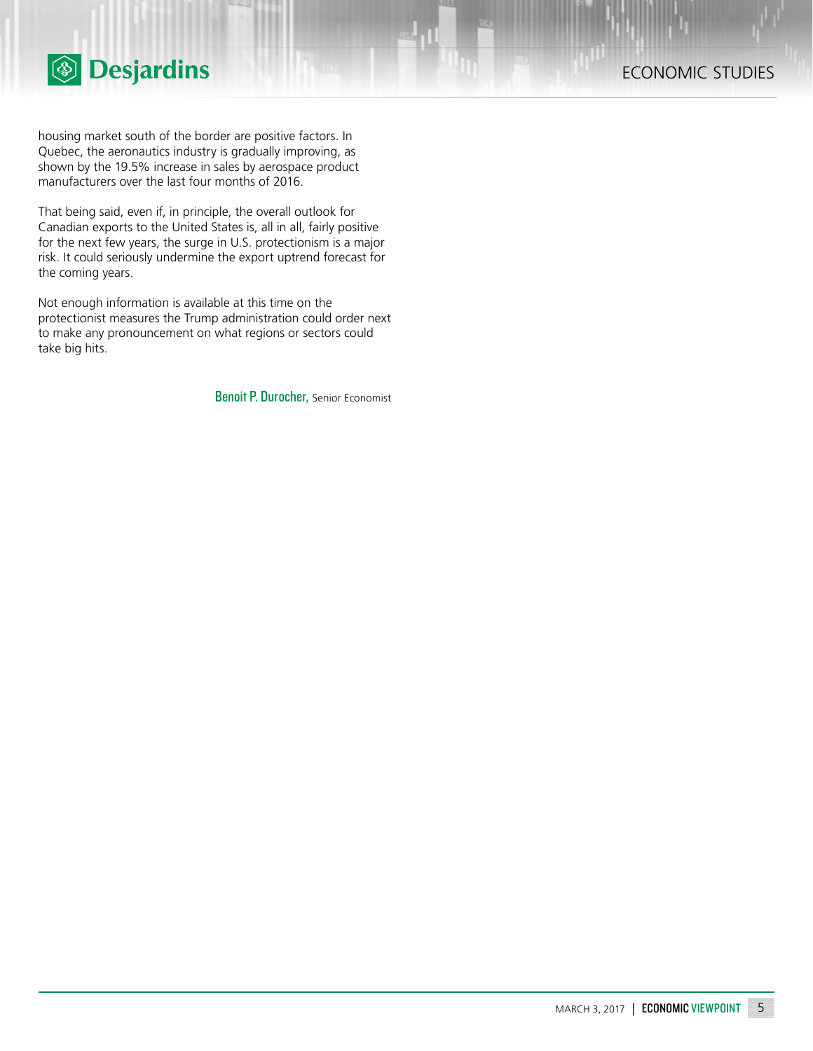housing market south of the border are positive factors. In Quebec, the aeronautics industry is gradually improving, as shown by the 19.5% increase in sales by aerospace product manufacturers over the last four months of 2016.

That being said, even if, in principle, the overall outlook for Canadian exports to the United States is, all in all, fairly positive for the next few years, the surge in U.S. protectionism is a major risk. It could seriously undermine the export uptrend forecast for the coming years.

Not enough information is available at this time on the protectionist measures the Trump administration could order next to make any pronouncement on what regions or sectors could take big hits.

**Benoit P. Durocher,** Senior Economist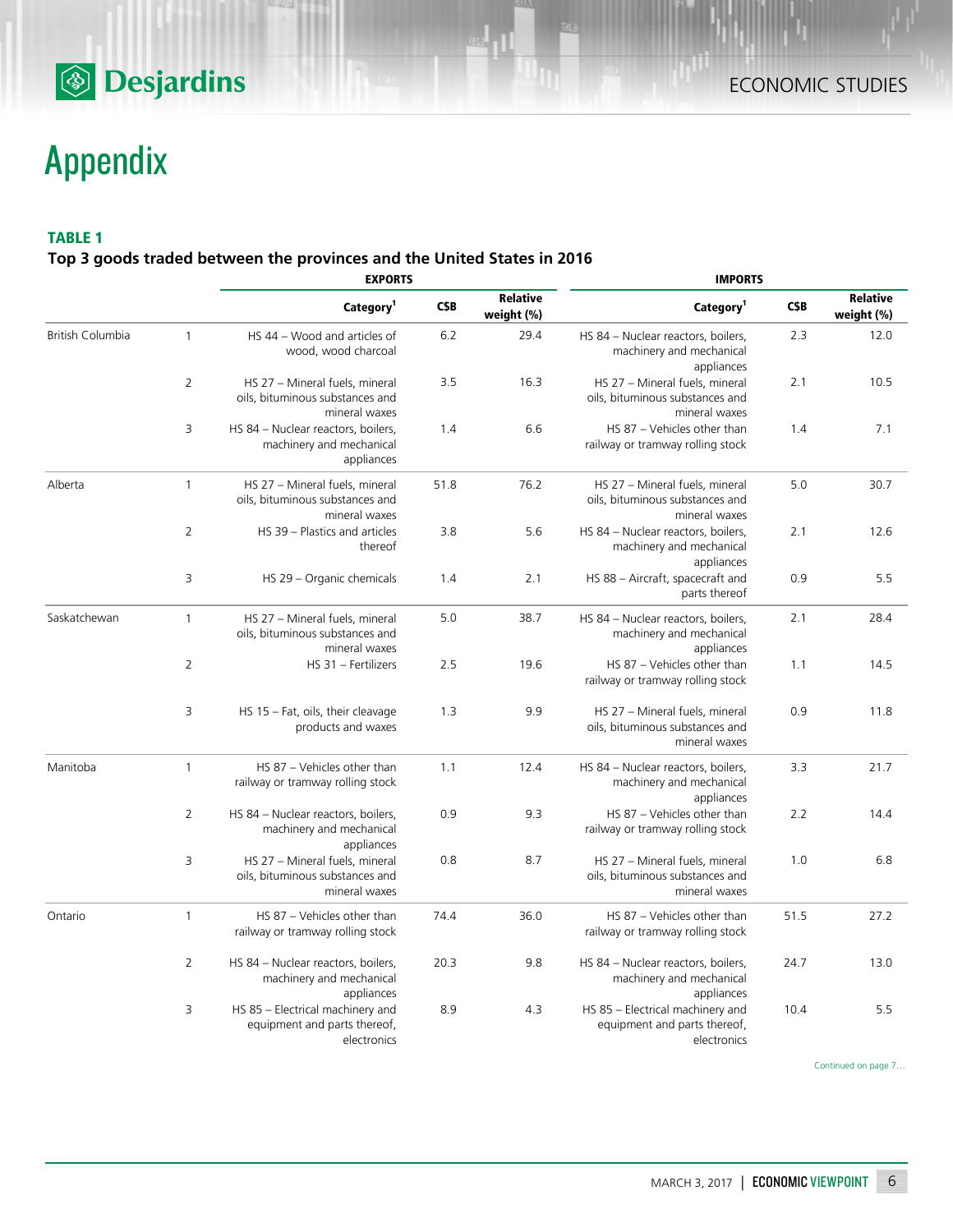# Appendix

**TABLE 1**

**Top 3 goods traded between the provinces and the United States in 2016**

| | | EXPORTS | | | IMPORTS | | |
|---|---|---|---|---|---|---|---|
| | | Category[1] | C$B | Relative weight (%) | Category[1] | C$B | Relative weight (%) |
| British Columbia | 1 | HS 44 – Wood and articles of wood, wood charcoal | 6.2 | 29.4 | HS 84 – Nuclear reactors, boilers, machinery and mechanical appliances | 2.3 | 12.0 |
| | 2 | HS 27 – Mineral fuels, mineral oils, bituminous substances and mineral waxes | 3.5 | 16.3 | HS 27 – Mineral fuels, mineral oils, bituminous substances and mineral waxes | 2.1 | 10.5 |
| | 3 | HS 84 – Nuclear reactors, boilers, machinery and mechanical appliances | 1.4 | 6.6 | HS 87 – Vehicles other than railway or tramway rolling stock | 1.4 | 7.1 |
| Alberta | 1 | HS 27 – Mineral fuels, mineral oils, bituminous substances and mineral waxes | 51.8 | 76.2 | HS 27 – Mineral fuels, mineral oils, bituminous substances and mineral waxes | 5.0 | 30.7 |
| | 2 | HS 39 – Plastics and articles thereof | 3.8 | 5.6 | HS 84 – Nuclear reactors, boilers, machinery and mechanical appliances | 2.1 | 12.6 |
| | 3 | HS 29 – Organic chemicals | 1.4 | 2.1 | HS 88 – Aircraft, spacecraft and parts thereof | 0.9 | 5.5 |
| Saskatchewan | 1 | HS 27 – Mineral fuels, mineral oils, bituminous substances and mineral waxes | 5.0 | 38.7 | HS 84 – Nuclear reactors, boilers, machinery and mechanical appliances | 2.1 | 28.4 |
| | 2 | HS 31 – Fertilizers | 2.5 | 19.6 | HS 87 – Vehicles other than railway or tramway rolling stock | 1.1 | 14.5 |
| | 3 | HS 15 – Fat, oils, their cleavage products and waxes | 1.3 | 9.9 | HS 27 – Mineral fuels, mineral oils, bituminous substances and mineral waxes | 0.9 | 11.8 |
| Manitoba | 1 | HS 87 – Vehicles other than railway or tramway rolling stock | 1.1 | 12.4 | HS 84 – Nuclear reactors, boilers, machinery and mechanical appliances | 3.3 | 21.7 |
| | 2 | HS 84 – Nuclear reactors, boilers, machinery and mechanical appliances | 0.9 | 9.3 | HS 87 – Vehicles other than railway or tramway rolling stock | 2.2 | 14.4 |
| | 3 | HS 27 – Mineral fuels, mineral oils, bituminous substances and mineral waxes | 0.8 | 8.7 | HS 27 – Mineral fuels, mineral oils, bituminous substances and mineral waxes | 1.0 | 6.8 |
| Ontario | 1 | HS 87 – Vehicles other than railway or tramway rolling stock | 74.4 | 36.0 | HS 87 – Vehicles other than railway or tramway rolling stock | 51.5 | 27.2 |
| | 2 | HS 84 – Nuclear reactors, boilers, machinery and mechanical appliances | 20.3 | 9.8 | HS 84 – Nuclear reactors, boilers, machinery and mechanical appliances | 24.7 | 13.0 |
| | 3 | HS 85 – Electrical machinery and equipment and parts thereof, electronics | 8.9 | 4.3 | HS 85 – Electrical machinery and equipment and parts thereof, electronics | 10.4 | 5.5 |

Continued on page 7…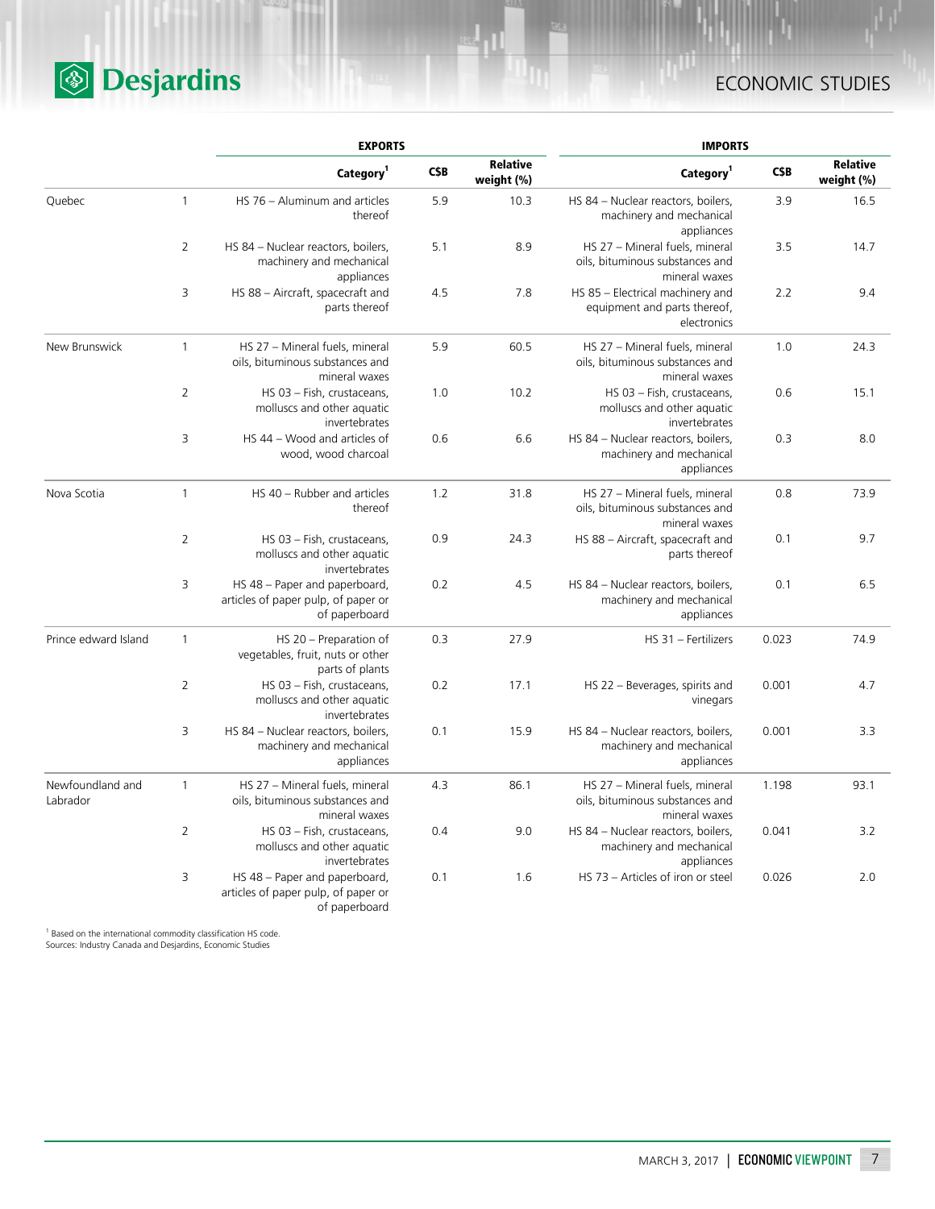| | | EXPORTS | | | IMPORTS | | |
|---|---|---|---|---|---|---|---|
| | | Category[1] | C$B | Relative weight (%) | Category[1] | C$B | Relative weight (%) |
| Quebec | 1 | HS 76 – Aluminum and articles thereof | 5.9 | 10.3 | HS 84 – Nuclear reactors, boilers, machinery and mechanical appliances | 3.9 | 16.5 |
| | 2 | HS 84 – Nuclear reactors, boilers, machinery and mechanical appliances | 5.1 | 8.9 | HS 27 – Mineral fuels, mineral oils, bituminous substances and mineral waxes | 3.5 | 14.7 |
| | 3 | HS 88 – Aircraft, spacecraft and parts thereof | 4.5 | 7.8 | HS 85 – Electrical machinery and equipment and parts thereof, electronics | 2.2 | 9.4 |
| New Brunswick | 1 | HS 27 – Mineral fuels, mineral oils, bituminous substances and mineral waxes | 5.9 | 60.5 | HS 27 – Mineral fuels, mineral oils, bituminous substances and mineral waxes | 1.0 | 24.3 |
| | 2 | HS 03 – Fish, crustaceans, molluscs and other aquatic invertebrates | 1.0 | 10.2 | HS 03 – Fish, crustaceans, molluscs and other aquatic invertebrates | 0.6 | 15.1 |
| | 3 | HS 44 – Wood and articles of wood, wood charcoal | 0.6 | 6.6 | HS 84 – Nuclear reactors, boilers, machinery and mechanical appliances | 0.3 | 8.0 |
| Nova Scotia | 1 | HS 40 – Rubber and articles thereof | 1.2 | 31.8 | HS 27 – Mineral fuels, mineral oils, bituminous substances and mineral waxes | 0.8 | 73.9 |
| | 2 | HS 03 – Fish, crustaceans, molluscs and other aquatic invertebrates | 0.9 | 24.3 | HS 88 – Aircraft, spacecraft and parts thereof | 0.1 | 9.7 |
| | 3 | HS 48 – Paper and paperboard, articles of paper pulp, of paper or of paperboard | 0.2 | 4.5 | HS 84 – Nuclear reactors, boilers, machinery and mechanical appliances | 0.1 | 6.5 |
| Prince edward Island | 1 | HS 20 – Preparation of vegetables, fruit, nuts or other parts of plants | 0.3 | 27.9 | HS 31 – Fertilizers | 0.023 | 74.9 |
| | 2 | HS 03 – Fish, crustaceans, molluscs and other aquatic invertebrates | 0.2 | 17.1 | HS 22 – Beverages, spirits and vinegars | 0.001 | 4.7 |
| | 3 | HS 84 – Nuclear reactors, boilers, machinery and mechanical appliances | 0.1 | 15.9 | HS 84 – Nuclear reactors, boilers, machinery and mechanical appliances | 0.001 | 3.3 |
| Newfoundland and Labrador | 1 | HS 27 – Mineral fuels, mineral oils, bituminous substances and mineral waxes | 4.3 | 86.1 | HS 27 – Mineral fuels, mineral oils, bituminous substances and mineral waxes | 1.198 | 93.1 |
| | 2 | HS 03 – Fish, crustaceans, molluscs and other aquatic invertebrates | 0.4 | 9.0 | HS 84 – Nuclear reactors, boilers, machinery and mechanical appliances | 0.041 | 3.2 |
| | 3 | HS 48 – Paper and paperboard, articles of paper pulp, of paper or of paperboard | 0.1 | 1.6 | HS 73 – Articles of iron or steel | 0.026 | 2.0 |

[1] Based on the international commodity classification HS code.
Sources: Industry Canada and Desjardins, Economic Studies